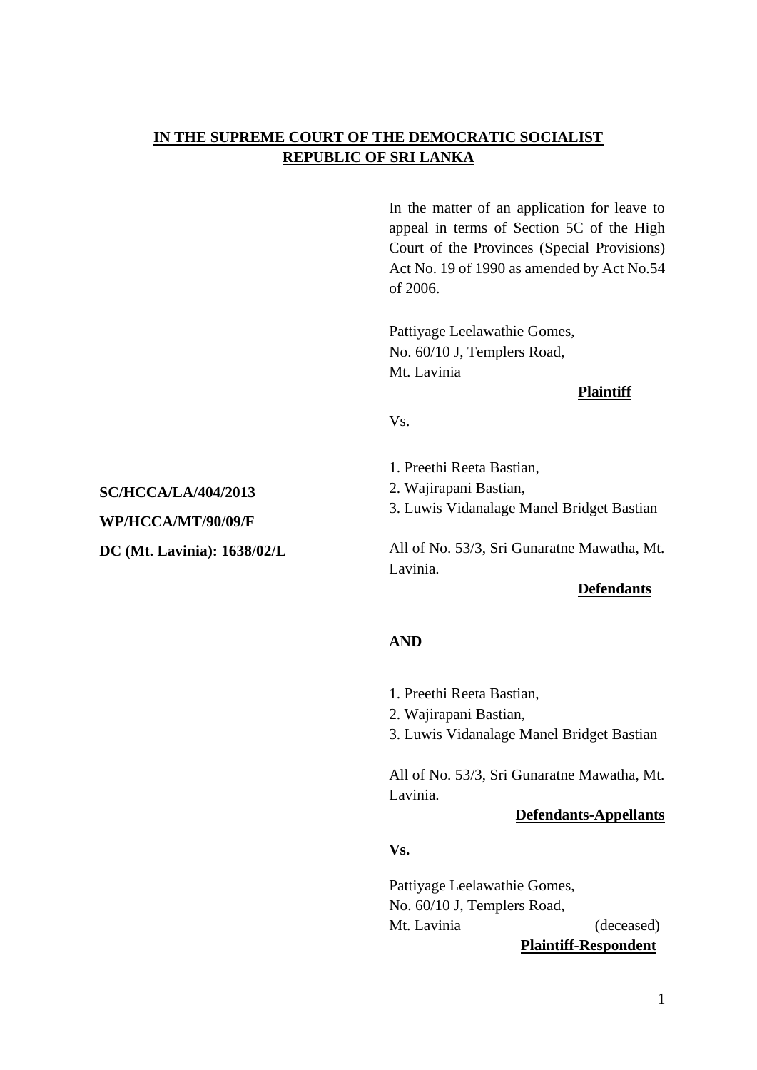**IN THE SUPREME COURT OF THE DEMOCRATIC SOCIALIST REPUBLIC OF SRI LANKA**

In the matter of an application for leave to appeal in terms of Section 5C of the High Court of the Provinces (Special Provisions) Act No. 19 of 1990 as amended by Act No.54 of 2006.

Pattiyage Leelawathie Gomes,
No. 60/10 J, Templers Road,
Mt. Lavinia

**Plaintiff**

Vs.

**SC/HCCA/LA/404/2013**

**WP/HCCA/MT/90/09/F**

**DC (Mt. Lavinia): 1638/02/L**

1. Preethi Reeta Bastian,
2. Wajirapani Bastian,
3. Luwis Vidanalage Manel Bridget Bastian

All of No. 53/3, Sri Gunaratne Mawatha, Mt. Lavinia.

**Defendants**

**AND**

1. Preethi Reeta Bastian,
2. Wajirapani Bastian,
3. Luwis Vidanalage Manel Bridget Bastian

All of No. 53/3, Sri Gunaratne Mawatha, Mt. Lavinia.

**Defendants-Appellants**

**Vs.**

Pattiyage Leelawathie Gomes,
No. 60/10 J, Templers Road,
Mt. Lavinia (deceased)

**Plaintiff-Respondent**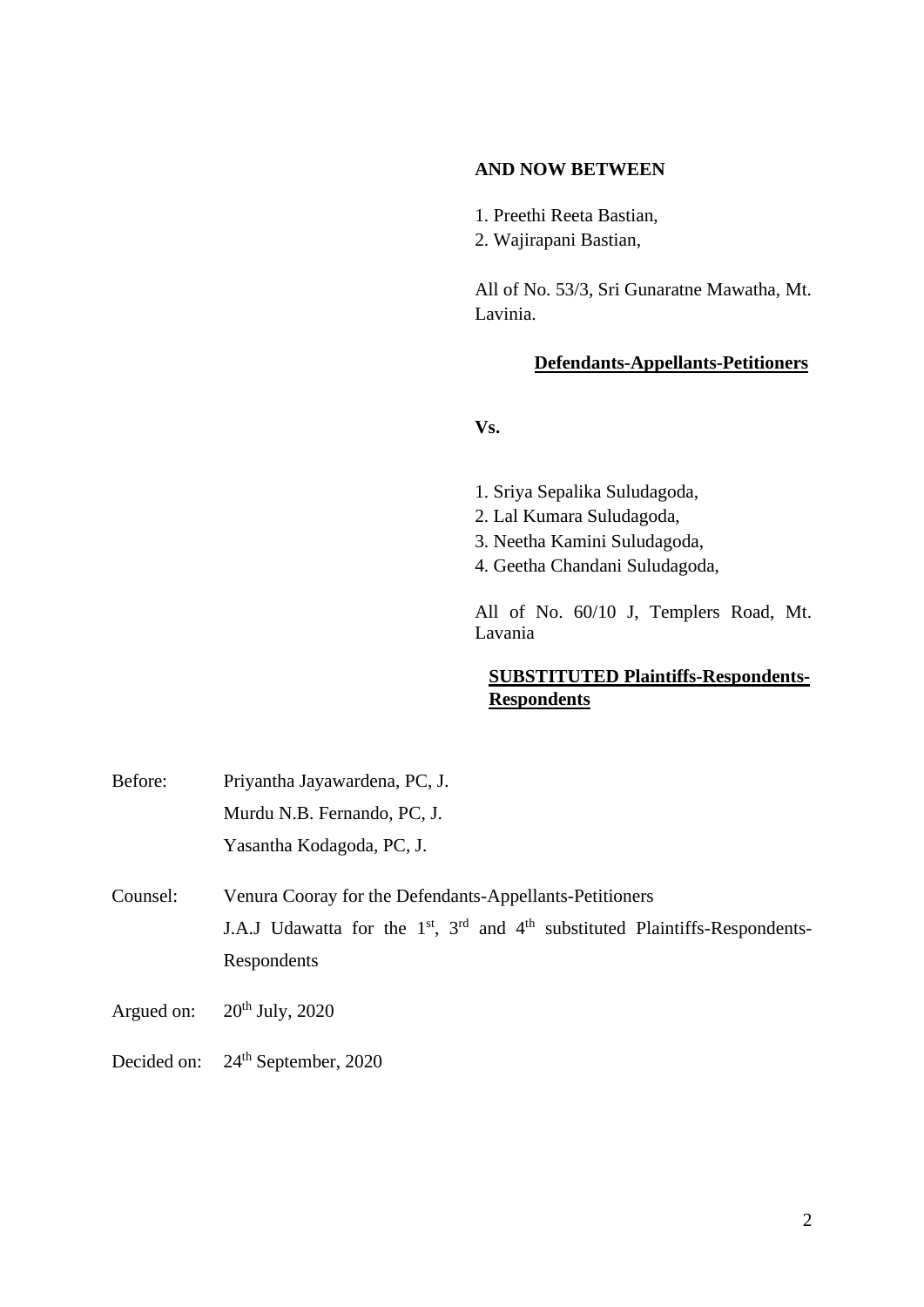**AND NOW BETWEEN**

1. Preethi Reeta Bastian,
2. Wajirapani Bastian,

All of No. 53/3, Sri Gunaratne Mawatha, Mt. Lavinia.

**Defendants-Appellants-Petitioners**

**Vs.**

1. Sriya Sepalika Suludagoda,
2. Lal Kumara Suludagoda,
3. Neetha Kamini Suludagoda,
4. Geetha Chandani Suludagoda,

All of No. 60/10 J, Templers Road, Mt. Lavania

**SUBSTITUTED Plaintiffs-Respondents-Respondents**

Before: Priyantha Jayawardena, PC, J.
Murdu N.B. Fernando, PC, J.
Yasantha Kodagoda, PC, J.

Counsel: Venura Cooray for the Defendants-Appellants-Petitioners
J.A.J Udawatta for the 1st, 3rd and 4th substituted Plaintiffs-Respondents-Respondents

Argued on: 20th July, 2020

Decided on: 24th September, 2020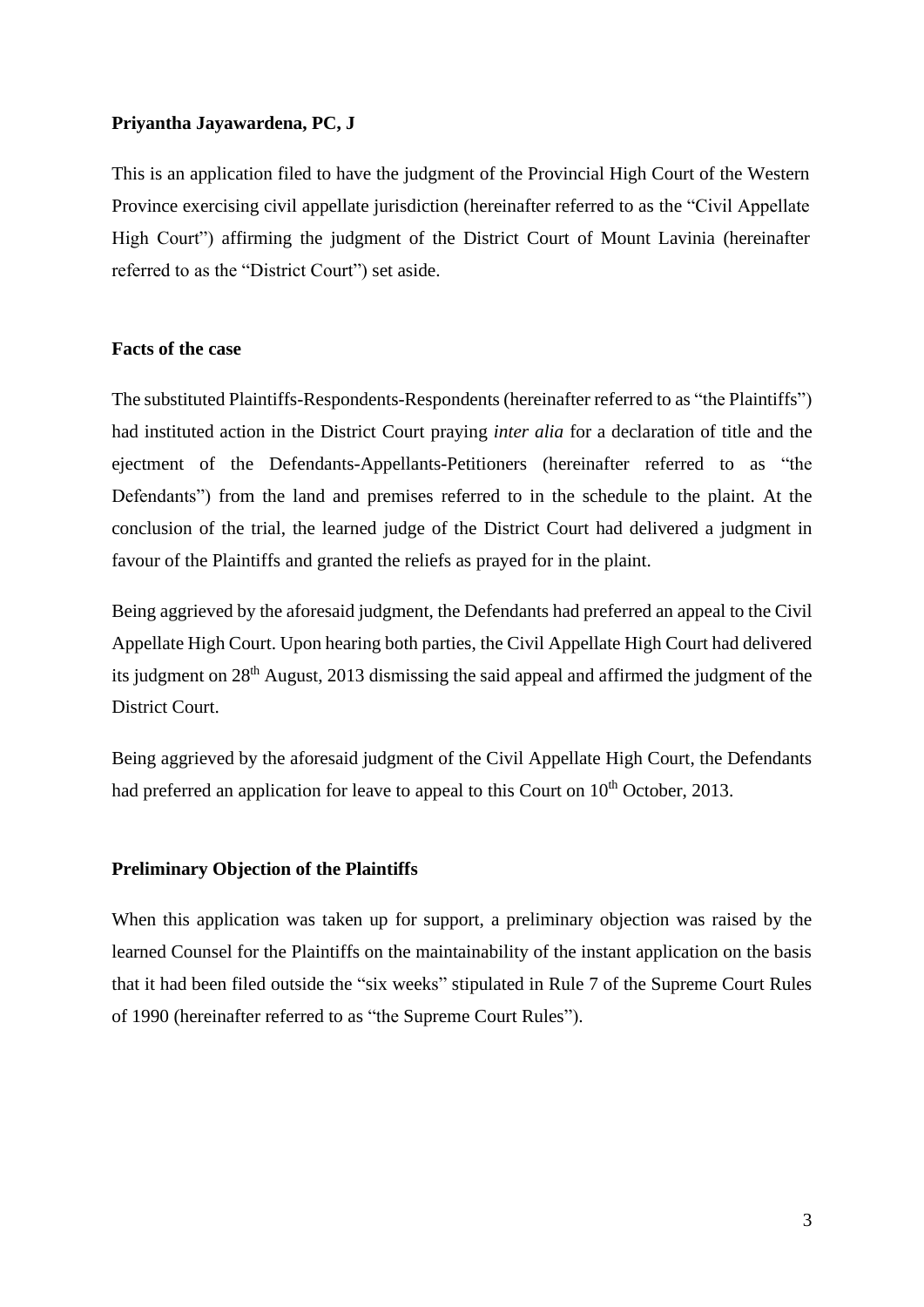**Priyantha Jayawardena, PC, J**

This is an application filed to have the judgment of the Provincial High Court of the Western Province exercising civil appellate jurisdiction (hereinafter referred to as the "Civil Appellate High Court") affirming the judgment of the District Court of Mount Lavinia (hereinafter referred to as the "District Court") set aside.

**Facts of the case**

The substituted Plaintiffs-Respondents-Respondents (hereinafter referred to as "the Plaintiffs") had instituted action in the District Court praying *inter alia* for a declaration of title and the ejectment of the Defendants-Appellants-Petitioners (hereinafter referred to as "the Defendants") from the land and premises referred to in the schedule to the plaint. At the conclusion of the trial, the learned judge of the District Court had delivered a judgment in favour of the Plaintiffs and granted the reliefs as prayed for in the plaint.

Being aggrieved by the aforesaid judgment, the Defendants had preferred an appeal to the Civil Appellate High Court. Upon hearing both parties, the Civil Appellate High Court had delivered its judgment on 28th August, 2013 dismissing the said appeal and affirmed the judgment of the District Court.

Being aggrieved by the aforesaid judgment of the Civil Appellate High Court, the Defendants had preferred an application for leave to appeal to this Court on 10th October, 2013.

**Preliminary Objection of the Plaintiffs**

When this application was taken up for support, a preliminary objection was raised by the learned Counsel for the Plaintiffs on the maintainability of the instant application on the basis that it had been filed outside the "six weeks" stipulated in Rule 7 of the Supreme Court Rules of 1990 (hereinafter referred to as "the Supreme Court Rules").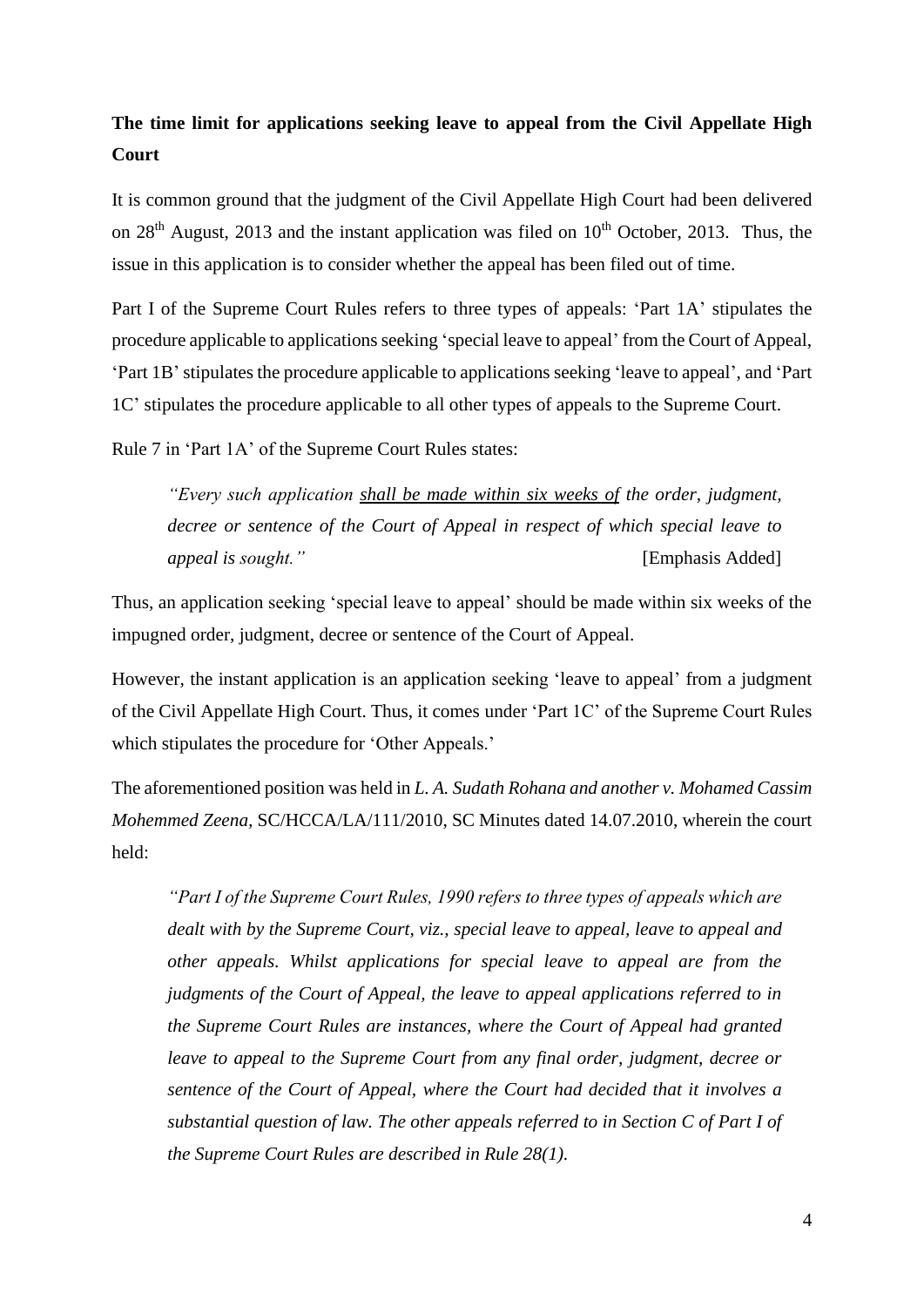**The time limit for applications seeking leave to appeal from the Civil Appellate High Court**

It is common ground that the judgment of the Civil Appellate High Court had been delivered on 28th August, 2013 and the instant application was filed on 10th October, 2013. Thus, the issue in this application is to consider whether the appeal has been filed out of time.

Part I of the Supreme Court Rules refers to three types of appeals: 'Part 1A' stipulates the procedure applicable to applications seeking 'special leave to appeal' from the Court of Appeal, 'Part 1B' stipulates the procedure applicable to applications seeking 'leave to appeal', and 'Part 1C' stipulates the procedure applicable to all other types of appeals to the Supreme Court.

Rule 7 in 'Part 1A' of the Supreme Court Rules states:

> *"Every such application <u>shall be made within six weeks of</u> the order, judgment, decree or sentence of the Court of Appeal in respect of which special leave to appeal is sought."* [Emphasis Added]

Thus, an application seeking 'special leave to appeal' should be made within six weeks of the impugned order, judgment, decree or sentence of the Court of Appeal.

However, the instant application is an application seeking 'leave to appeal' from a judgment of the Civil Appellate High Court. Thus, it comes under 'Part 1C' of the Supreme Court Rules which stipulates the procedure for 'Other Appeals.'

The aforementioned position was held in *L. A. Sudath Rohana and another v. Mohamed Cassim Mohemmed Zeena,* SC/HCCA/LA/111/2010, SC Minutes dated 14.07.2010, wherein the court held:

> *"Part I of the Supreme Court Rules, 1990 refers to three types of appeals which are dealt with by the Supreme Court, viz., special leave to appeal, leave to appeal and other appeals. Whilst applications for special leave to appeal are from the judgments of the Court of Appeal, the leave to appeal applications referred to in the Supreme Court Rules are instances, where the Court of Appeal had granted leave to appeal to the Supreme Court from any final order, judgment, decree or sentence of the Court of Appeal, where the Court had decided that it involves a substantial question of law. The other appeals referred to in Section C of Part I of the Supreme Court Rules are described in Rule 28(1).*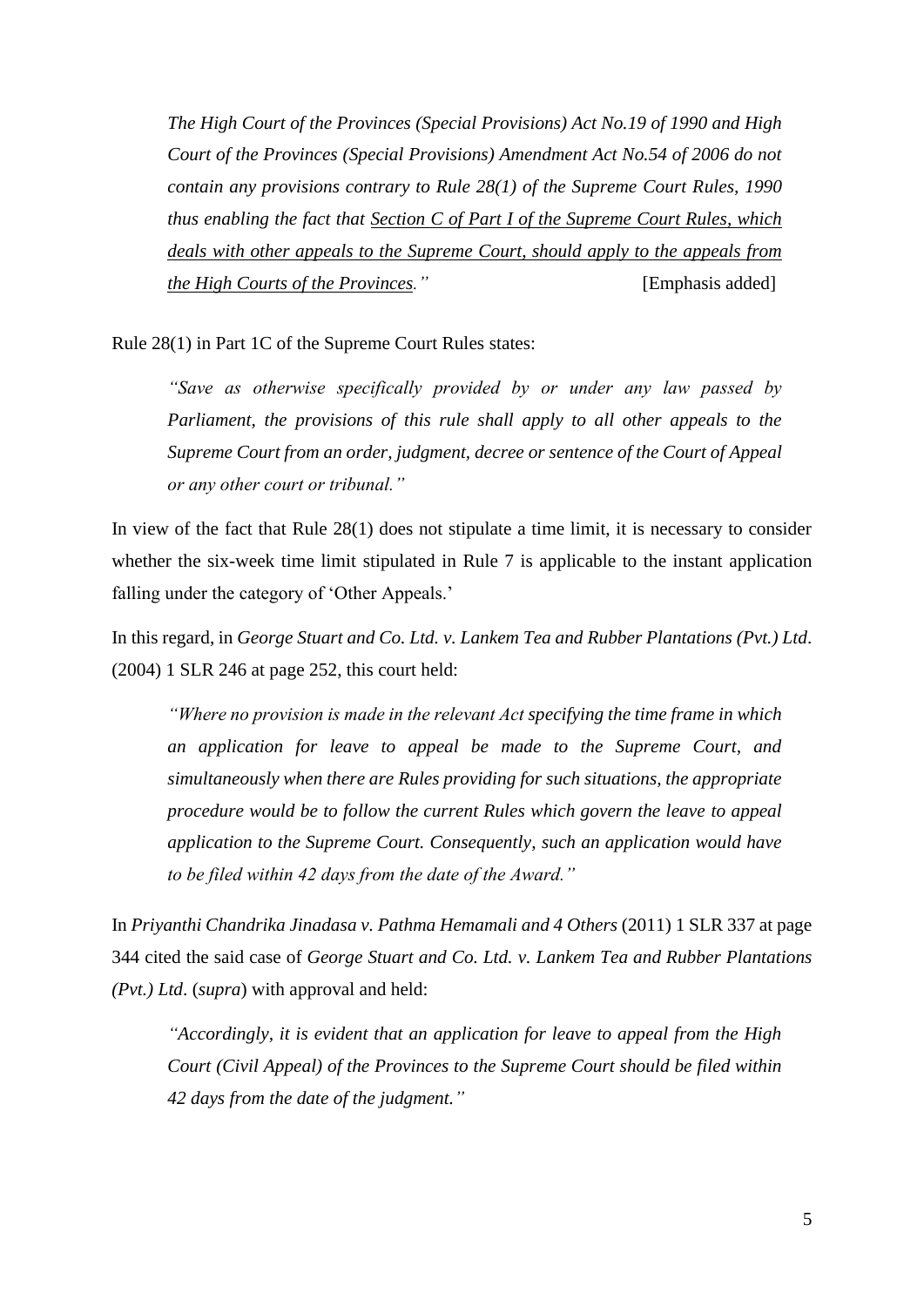> *The High Court of the Provinces (Special Provisions) Act No.19 of 1990 and High Court of the Provinces (Special Provisions) Amendment Act No.54 of 2006 do not contain any provisions contrary to Rule 28(1) of the Supreme Court Rules, 1990 thus enabling the fact that <u>Section C of Part I of the Supreme Court Rules, which deals with other appeals to the Supreme Court, should apply to the appeals from the High Courts of the Provinces</u>."* [Emphasis added]

Rule 28(1) in Part 1C of the Supreme Court Rules states:

> *"Save as otherwise specifically provided by or under any law passed by Parliament, the provisions of this rule shall apply to all other appeals to the Supreme Court from an order, judgment, decree or sentence of the Court of Appeal or any other court or tribunal."*

In view of the fact that Rule 28(1) does not stipulate a time limit, it is necessary to consider whether the six-week time limit stipulated in Rule 7 is applicable to the instant application falling under the category of 'Other Appeals.'

In this regard, in *George Stuart and Co. Ltd. v. Lankem Tea and Rubber Plantations (Pvt.) Ltd*. (2004) 1 SLR 246 at page 252, this court held:

> *"Where no provision is made in the relevant Act specifying the time frame in which an application for leave to appeal be made to the Supreme Court, and simultaneously when there are Rules providing for such situations, the appropriate procedure would be to follow the current Rules which govern the leave to appeal application to the Supreme Court. Consequently, such an application would have to be filed within 42 days from the date of the Award."*

In *Priyanthi Chandrika Jinadasa v. Pathma Hemamali and 4 Others* (2011) 1 SLR 337 at page 344 cited the said case of *George Stuart and Co. Ltd. v. Lankem Tea and Rubber Plantations (Pvt.) Ltd*. (*supra*) with approval and held:

> *"Accordingly, it is evident that an application for leave to appeal from the High Court (Civil Appeal) of the Provinces to the Supreme Court should be filed within 42 days from the date of the judgment."*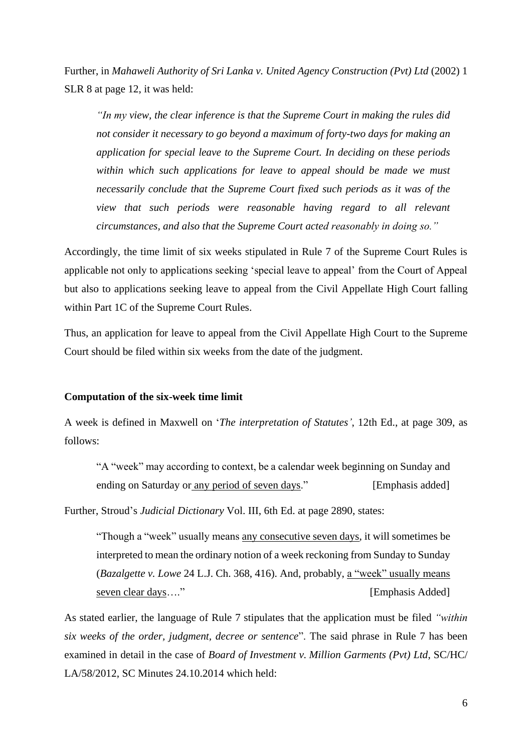Further, in *Mahaweli Authority of Sri Lanka v. United Agency Construction (Pvt) Ltd* (2002) 1 SLR 8 at page 12, it was held:

> *"In my view, the clear inference is that the Supreme Court in making the rules did not consider it necessary to go beyond a maximum of forty-two days for making an application for special leave to the Supreme Court. In deciding on these periods within which such applications for leave to appeal should be made we must necessarily conclude that the Supreme Court fixed such periods as it was of the view that such periods were reasonable having regard to all relevant circumstances, and also that the Supreme Court acted reasonably in doing so."*

Accordingly, the time limit of six weeks stipulated in Rule 7 of the Supreme Court Rules is applicable not only to applications seeking 'special leave to appeal' from the Court of Appeal but also to applications seeking leave to appeal from the Civil Appellate High Court falling within Part 1C of the Supreme Court Rules.

Thus, an application for leave to appeal from the Civil Appellate High Court to the Supreme Court should be filed within six weeks from the date of the judgment.

**Computation of the six-week time limit**

A week is defined in Maxwell on '*The interpretation of Statutes'*, 12th Ed., at page 309, as follows:

> "A "week" may according to context, be a calendar week beginning on Sunday and ending on Saturday or <u>any period of seven days</u>." [Emphasis added]

Further, Stroud's *Judicial Dictionary* Vol. III, 6th Ed. at page 2890, states:

> "Though a "week" usually means <u>any consecutive seven days</u>, it will sometimes be interpreted to mean the ordinary notion of a week reckoning from Sunday to Sunday (*Bazalgette v. Lowe* 24 L.J. Ch. 368, 416). And, probably, <u>a "week" usually means seven clear days</u>…." [Emphasis Added]

As stated earlier, the language of Rule 7 stipulates that the application must be filed *"within six weeks of the order, judgment, decree or sentence*". The said phrase in Rule 7 has been examined in detail in the case of *Board of Investment v. Million Garments (Pvt) Ltd*, SC/HC/LA/58/2012, SC Minutes 24.10.2014 which held: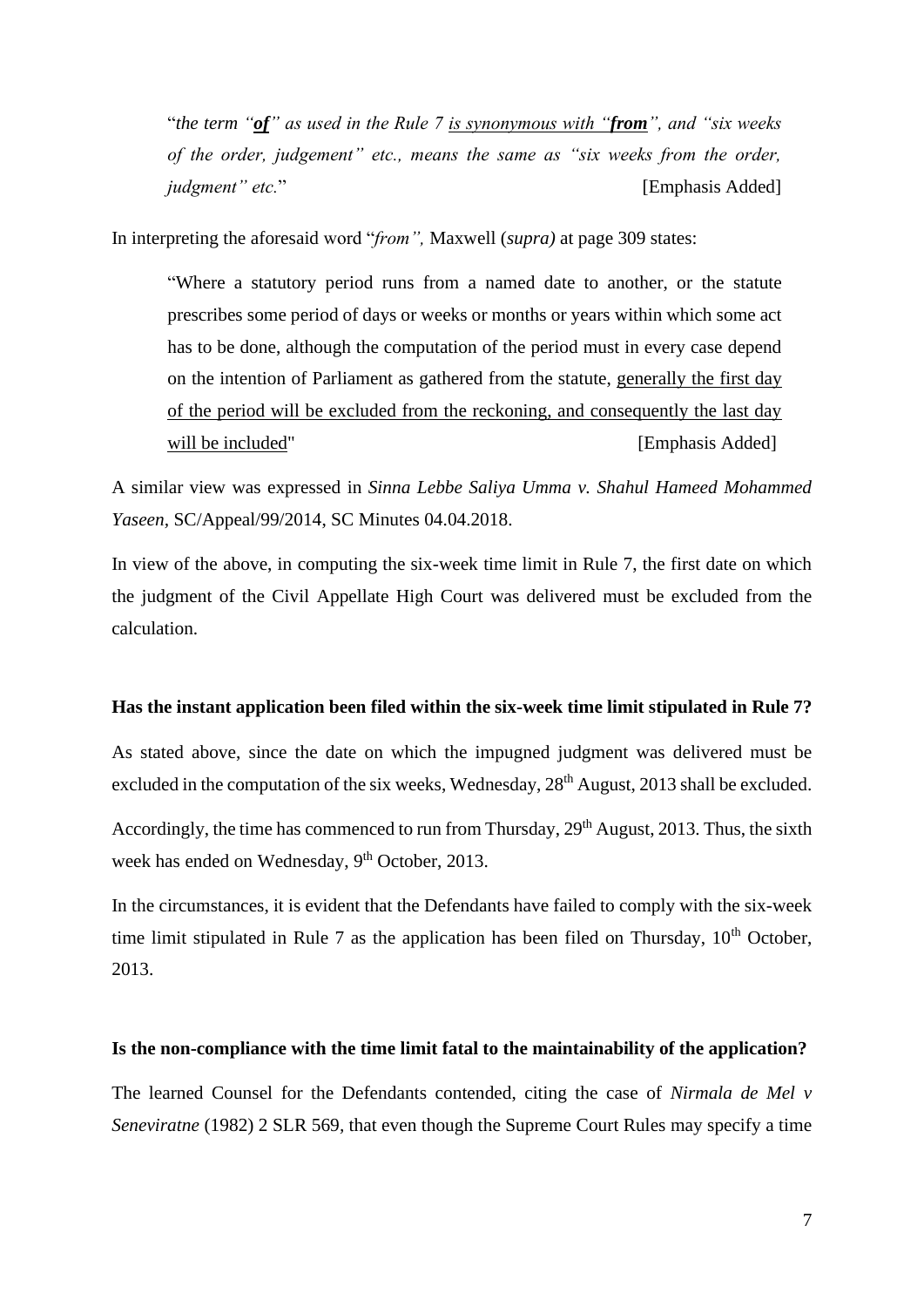> "*the term "**of**" as used in the Rule 7 is synonymous with "**from**", and "six weeks of the order, judgement" etc., means the same as "six weeks from the order, judgment" etc.*" [Emphasis Added]

In interpreting the aforesaid word "*from*", Maxwell (*supra*) at page 309 states:

> "Where a statutory period runs from a named date to another, or the statute prescribes some period of days or weeks or months or years within which some act has to be done, although the computation of the period must in every case depend on the intention of Parliament as gathered from the statute, generally the first day of the period will be excluded from the reckoning, and consequently the last day will be included" [Emphasis Added]

A similar view was expressed in *Sinna Lebbe Saliya Umma v. Shahul Hameed Mohammed Yaseen*, SC/Appeal/99/2014, SC Minutes 04.04.2018.

In view of the above, in computing the six-week time limit in Rule 7, the first date on which the judgment of the Civil Appellate High Court was delivered must be excluded from the calculation.

**Has the instant application been filed within the six-week time limit stipulated in Rule 7?**

As stated above, since the date on which the impugned judgment was delivered must be excluded in the computation of the six weeks, Wednesday, 28th August, 2013 shall be excluded.

Accordingly, the time has commenced to run from Thursday, 29th August, 2013. Thus, the sixth week has ended on Wednesday, 9th October, 2013.

In the circumstances, it is evident that the Defendants have failed to comply with the six-week time limit stipulated in Rule 7 as the application has been filed on Thursday, 10th October, 2013.

**Is the non-compliance with the time limit fatal to the maintainability of the application?**

The learned Counsel for the Defendants contended, citing the case of *Nirmala de Mel v Seneviratne* (1982) 2 SLR 569, that even though the Supreme Court Rules may specify a time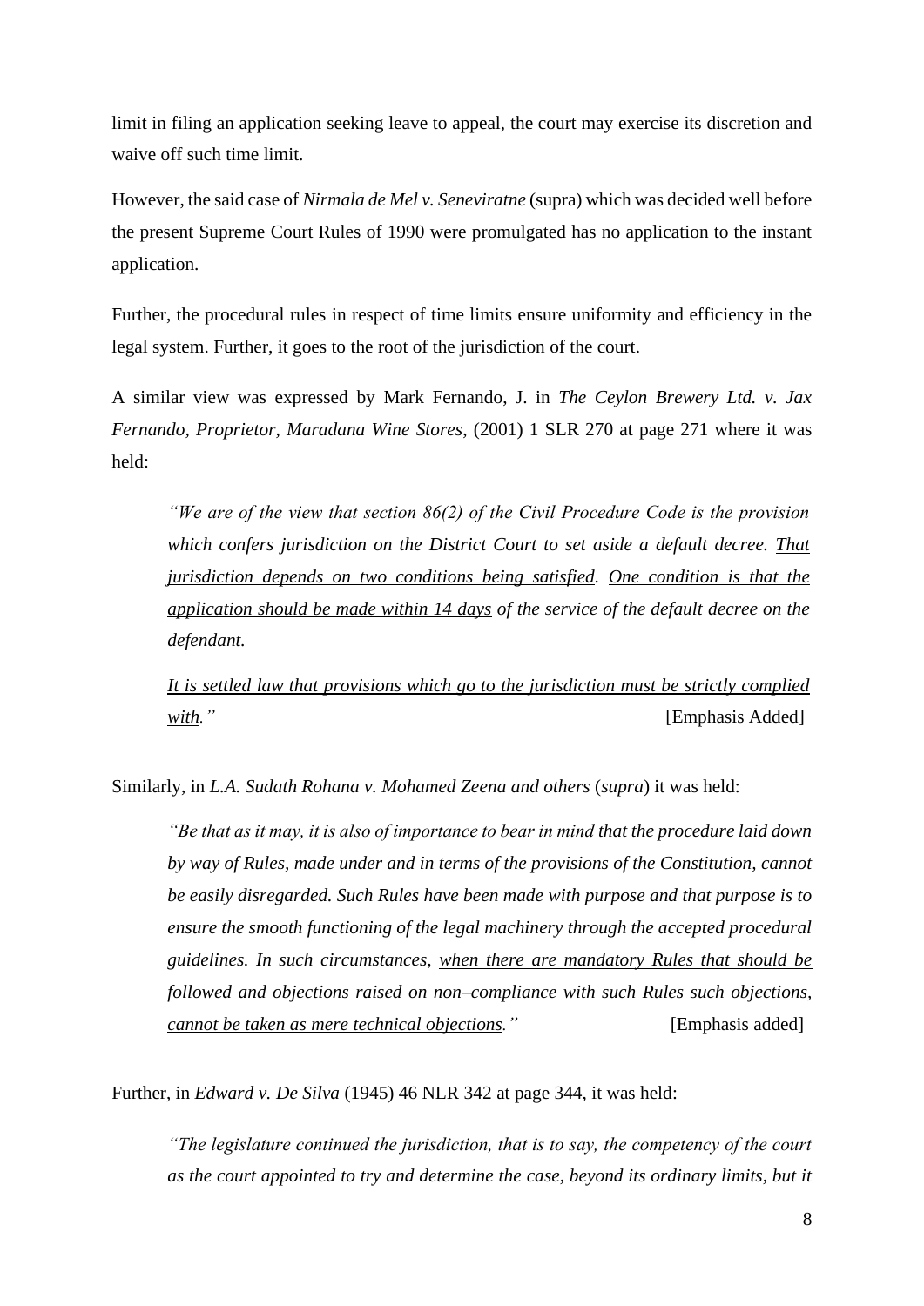limit in filing an application seeking leave to appeal, the court may exercise its discretion and waive off such time limit.

However, the said case of *Nirmala de Mel v. Seneviratne* (supra) which was decided well before the present Supreme Court Rules of 1990 were promulgated has no application to the instant application.

Further, the procedural rules in respect of time limits ensure uniformity and efficiency in the legal system. Further, it goes to the root of the jurisdiction of the court.

A similar view was expressed by Mark Fernando, J. in *The Ceylon Brewery Ltd. v. Jax Fernando, Proprietor, Maradana Wine Stores*, (2001) 1 SLR 270 at page 271 where it was held:

> *"We are of the view that section 86(2) of the Civil Procedure Code is the provision which confers jurisdiction on the District Court to set aside a default decree. <u>That jurisdiction depends on two conditions being satisfied</u>. <u>One condition is that the application should be made within 14 days</u> of the service of the default decree on the defendant.*
>
> *<u>It is settled law that provisions which go to the jurisdiction must be strictly complied with</u>."* [Emphasis Added]

Similarly, in *L.A. Sudath Rohana v. Mohamed Zeena and others* (*supra*) it was held:

> *"Be that as it may, it is also of importance to bear in mind that the procedure laid down by way of Rules, made under and in terms of the provisions of the Constitution, cannot be easily disregarded. Such Rules have been made with purpose and that purpose is to ensure the smooth functioning of the legal machinery through the accepted procedural guidelines. In such circumstances, <u>when there are mandatory Rules that should be followed and objections raised on non–compliance with such Rules such objections, cannot be taken as mere technical objections</u>."* [Emphasis added]

Further, in *Edward v. De Silva* (1945) 46 NLR 342 at page 344, it was held:

> *"The legislature continued the jurisdiction, that is to say, the competency of the court as the court appointed to try and determine the case, beyond its ordinary limits, but it*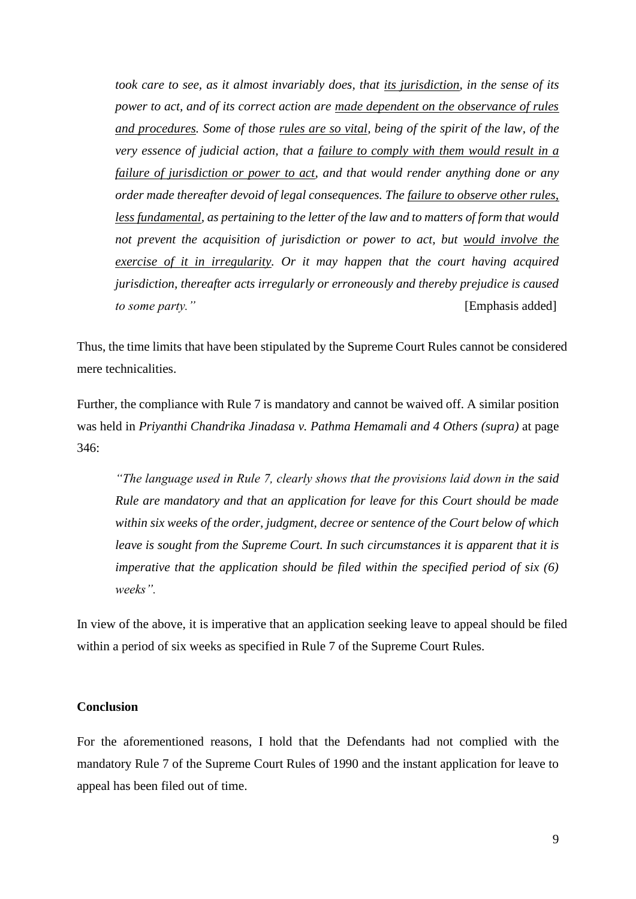> *took care to see, as it almost invariably does, that <u>its jurisdiction</u>, in the sense of its power to act, and of its correct action are <u>made dependent on the observance of rules and procedures</u>. Some of those <u>rules are so vital</u>, being of the spirit of the law, of the very essence of judicial action, that a <u>failure to comply with them would result in a failure of jurisdiction or power to act</u>, and that would render anything done or any order made thereafter devoid of legal consequences. The <u>failure to observe other rules, less fundamental</u>, as pertaining to the letter of the law and to matters of form that would not prevent the acquisition of jurisdiction or power to act, but <u>would involve the exercise of it in irregularity</u>. Or it may happen that the court having acquired jurisdiction, thereafter acts irregularly or erroneously and thereby prejudice is caused to some party."* [Emphasis added]

Thus, the time limits that have been stipulated by the Supreme Court Rules cannot be considered mere technicalities.

Further, the compliance with Rule 7 is mandatory and cannot be waived off. A similar position was held in *Priyanthi Chandrika Jinadasa v. Pathma Hemamali and 4 Others (supra)* at page 346:

> *"The language used in Rule 7, clearly shows that the provisions laid down in the said Rule are mandatory and that an application for leave for this Court should be made within six weeks of the order, judgment, decree or sentence of the Court below of which leave is sought from the Supreme Court. In such circumstances it is apparent that it is imperative that the application should be filed within the specified period of six (6) weeks".*

In view of the above, it is imperative that an application seeking leave to appeal should be filed within a period of six weeks as specified in Rule 7 of the Supreme Court Rules.

**Conclusion**

For the aforementioned reasons, I hold that the Defendants had not complied with the mandatory Rule 7 of the Supreme Court Rules of 1990 and the instant application for leave to appeal has been filed out of time.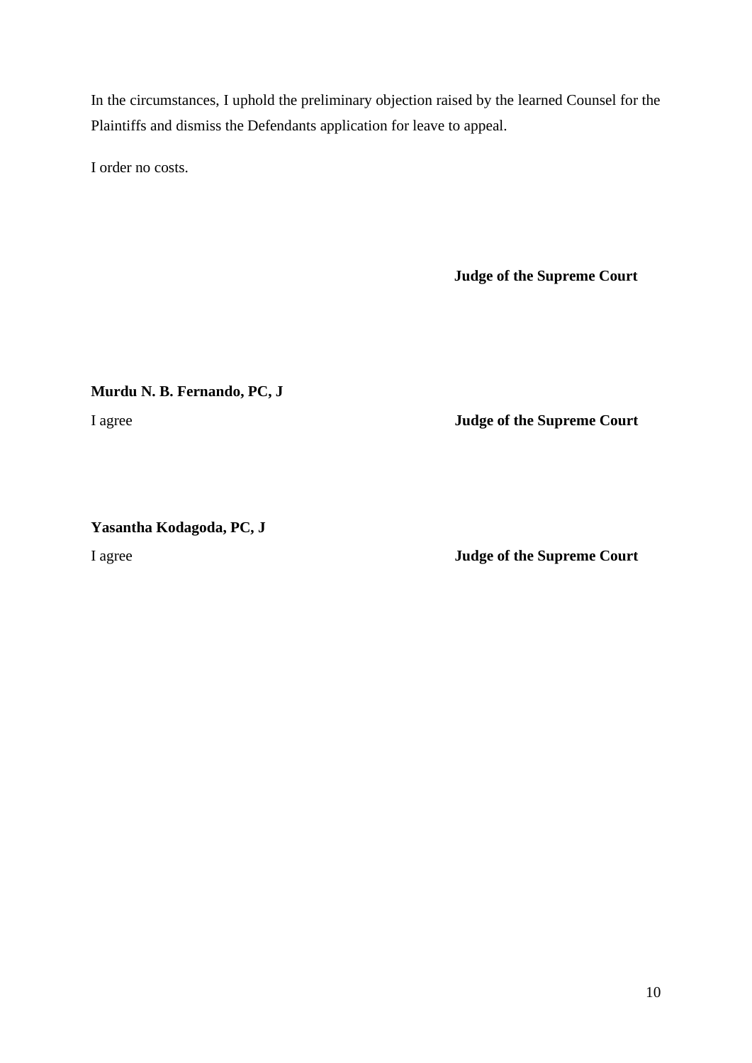In the circumstances, I uphold the preliminary objection raised by the learned Counsel for the Plaintiffs and dismiss the Defendants application for leave to appeal.

I order no costs.

**Judge of the Supreme Court**

**Murdu N. B. Fernando, PC, J**

I agree

**Judge of the Supreme Court**

**Yasantha Kodagoda, PC, J**

I agree

**Judge of the Supreme Court**